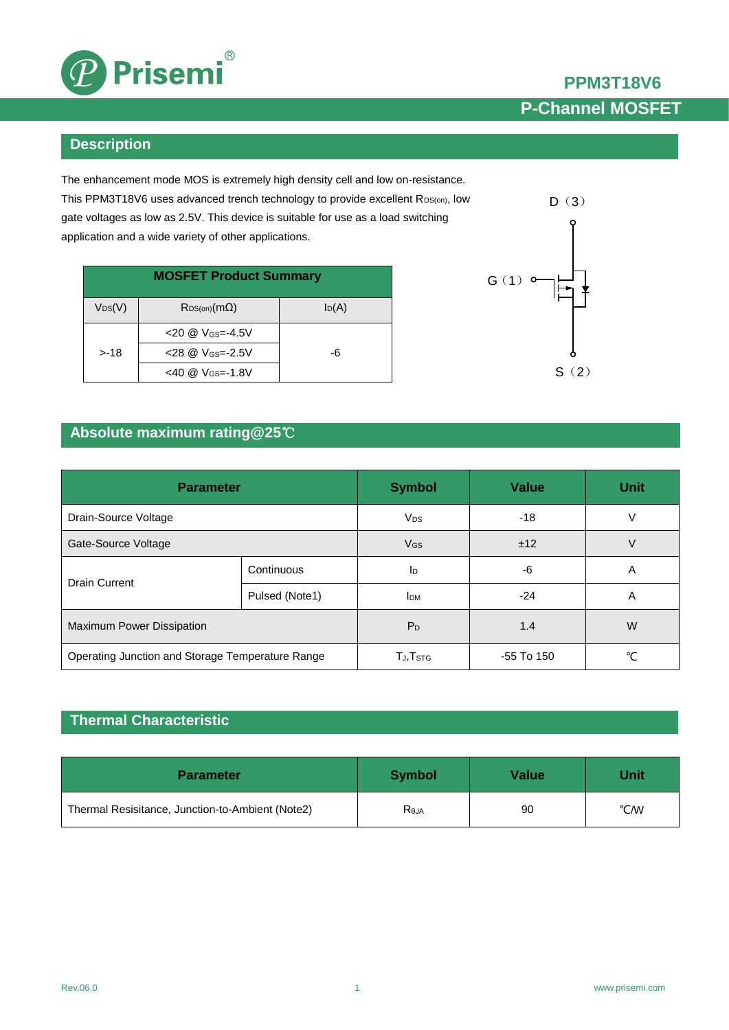# PPM3T18V6

## P-Channel MOSFET

## Description

The enhancement mode MOS is extremely high density cell and low on-resistance. This PPM3T18V6 uses advanced trench technology to provide excellent $R_{DS(on)}$, low gate voltages as low as 2.5V. This device is suitable for use as a load switching application and a wide variety of other applications.

| MOSFET Product Summary | | |
|---|---|---|
| $V_{DS}$(V) | $R_{DS(on)}$(mΩ) | $I_D$(A) |
| >-18 | <20 @ $V_{GS}$=-4.5V | -6 |
| | <28 @ $V_{GS}$=-2.5V | |
| | <40 @ $V_{GS}$=-1.8V | |

D（3）

G（1）

S（2）

## Absolute maximum rating@25℃

| Parameter | | Symbol | Value | Unit |
|---|---|---|---|---|
| Drain-Source Voltage | | $V_{DS}$ | -18 | V |
| Gate-Source Voltage | | $V_{GS}$ | ±12 | V |
| Drain Current | Continuous | $I_D$ | -6 | A |
| | Pulsed (Note1) | $I_{DM}$ | -24 | A |
| Maximum Power Dissipation | | $P_D$ | 1.4 | W |
| Operating Junction and Storage Temperature Range | | $T_J$,$T_{STG}$ | -55 To 150 | ℃ |

## Thermal Characteristic

| Parameter | Symbol | Value | Unit |
|---|---|---|---|
| Thermal Resisitance, Junction-to-Ambient (Note2) | $R_{θJA}$ | 90 | ℃/W |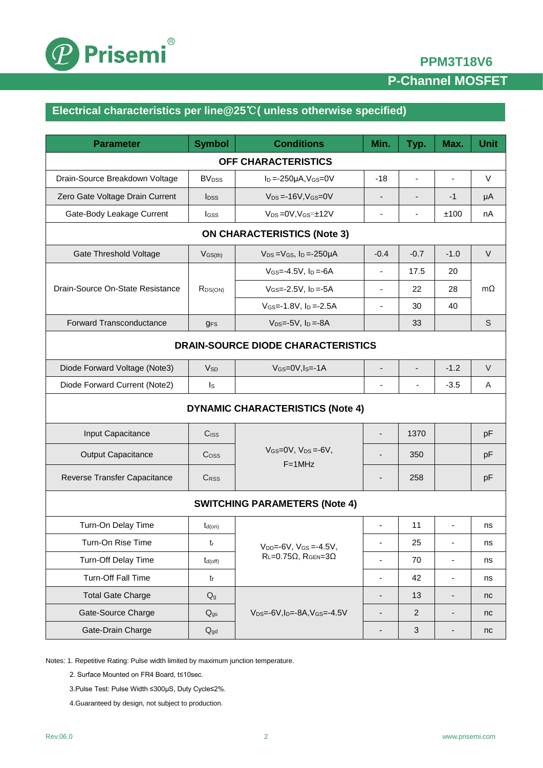## Electrical characteristics per line@25℃( unless otherwise specified)

| Parameter | Symbol | Conditions | Min. | Typ. | Max. | Unit |
|---|---|---|---|---|---|---|
| **OFF CHARACTERISTICS** | | | | | | |
| Drain-Source Breakdown Voltage | $BV_{DSS}$ | $I_D$=-250μA,$V_{GS}$=0V | -18 | - | - | V |
| Zero Gate Voltage Drain Current | $I_{DSS}$ | $V_{DS}$=-16V,$V_{GS}$=0V | - | - | -1 | μA |
| Gate-Body Leakage Current | $I_{GSS}$ | $V_{DS}$=0V,$V_{GS}$=±12V | - | - | ±100 | nA |
| **ON CHARACTERISTICS (Note 3)** | | | | | | |
| Gate Threshold Voltage | $V_{GS(th)}$ | $V_{DS}$=$V_{GS}$, $I_D$=-250μA | -0.4 | -0.7 | -1.0 | V |
| Drain-Source On-State Resistance | $R_{DS(ON)}$ | $V_{GS}$=-4.5V, $I_D$=-6A | - | 17.5 | 20 | mΩ |
| | | $V_{GS}$=-2.5V, $I_D$=-5A | - | 22 | 28 | |
| | | $V_{GS}$=-1.8V, $I_D$=-2.5A | - | 30 | 40 | |
| Forward Transconductance | $g_{FS}$ | $V_{DS}$=-5V, $I_D$=-8A | | 33 | | S |
| **DRAIN-SOURCE DIODE CHARACTERISTICS** | | | | | | |
| Diode Forward Voltage (Note3) | $V_{SD}$ | $V_{GS}$=0V,$I_S$=-1A | - | - | -1.2 | V |
| Diode Forward Current (Note2) | $I_S$ | | - | - | -3.5 | A |
| **DYNAMIC CHARACTERISTICS (Note 4)** | | | | | | |
| Input Capacitance | $C_{ISS}$ | $V_{GS}$=0V, $V_{DS}$=-6V, F=1MHz | - | 1370 | | pF |
| Output Capacitance | $C_{OSS}$ | | - | 350 | | pF |
| Reverse Transfer Capacitance | $C_{RSS}$ | | - | 258 | | pF |
| **SWITCHING PARAMETERS (Note 4)** | | | | | | |
| Turn-On Delay Time | $t_{d(on)}$ | $V_{DD}$=-6V, $V_{GS}$=-4.5V, $R_L$=0.75Ω, $R_{GEN}$=3Ω | - | 11 | - | ns |
| Turn-On Rise Time | $t_r$ | | - | 25 | - | ns |
| Turn-Off Delay Time | $t_{d(off)}$ | | - | 70 | - | ns |
| Turn-Off Fall Time | $t_f$ | | - | 42 | - | ns |
| Total Gate Charge | $Q_g$ | $V_{DS}$=-6V,$I_D$=-8A,$V_{GS}$=-4.5V | - | 13 | - | nc |
| Gate-Source Charge | $Q_{gs}$ | | - | 2 | - | nc |
| Gate-Drain Charge | $Q_{gd}$ | | - | 3 | - | nc |

Notes: 1. Repetitive Rating: Pulse width limited by maximum junction temperature.

2. Surface Mounted on FR4 Board, t≤10sec.

3.Pulse Test: Pulse Width ≤300μS, Duty Cycle≤2%.

4.Guaranteed by design, not subject to production.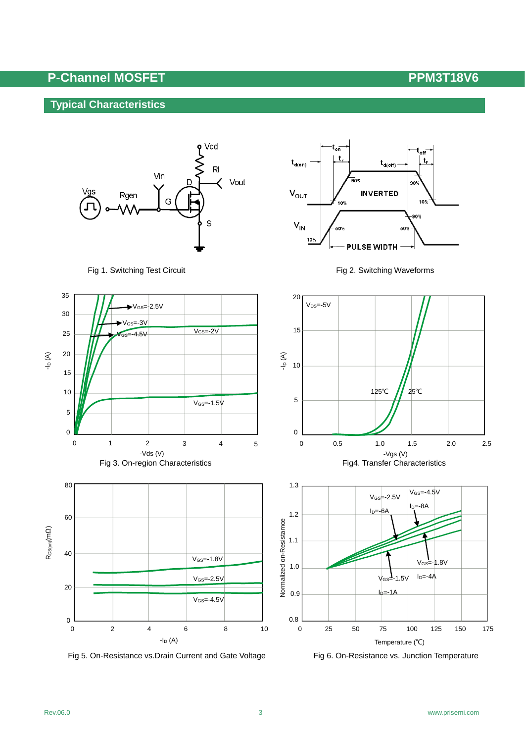## Typical Characteristics

Fig 1. Switching Test Circuit

Fig 2. Switching Waveforms

Fig 3. On-region Characteristics

Fig4. Transfer Characteristics

Fig 5. On-Resistance vs.Drain Current and Gate Voltage

Fig 6. On-Resistance vs. Junction Temperature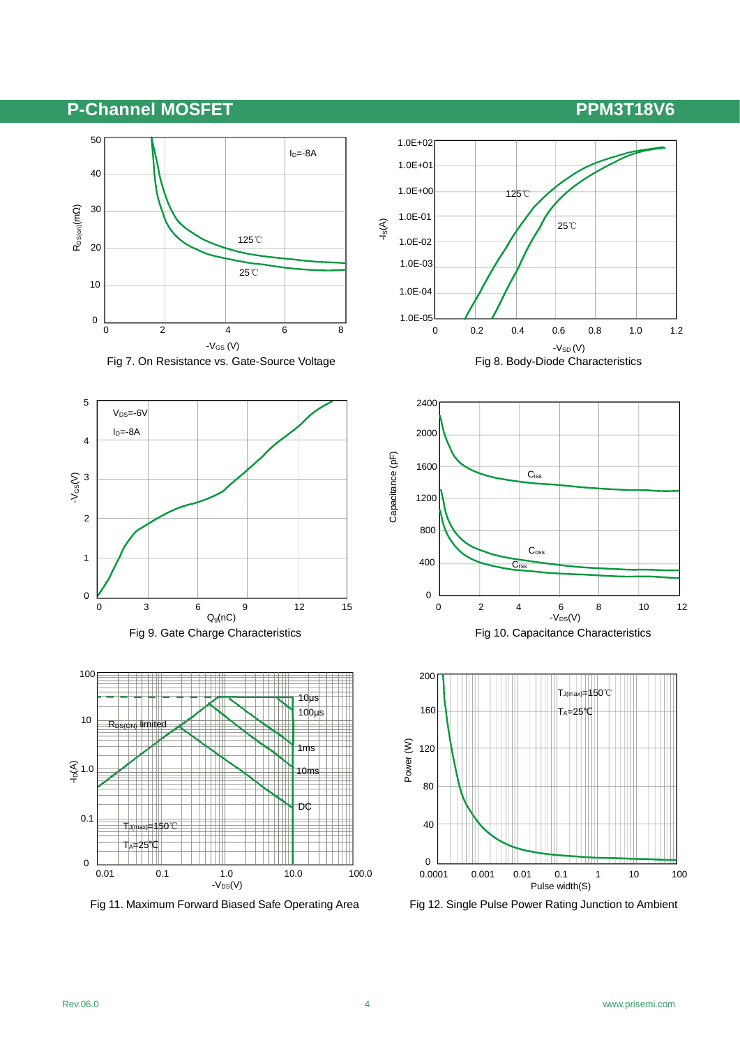Fig 7. On Resistance vs. Gate-Source Voltage

Fig 8. Body-Diode Characteristics

Fig 9. Gate Charge Characteristics

Fig 10. Capacitance Characteristics

Fig 11. Maximum Forward Biased Safe Operating Area

Fig 12. Single Pulse Power Rating Junction to Ambient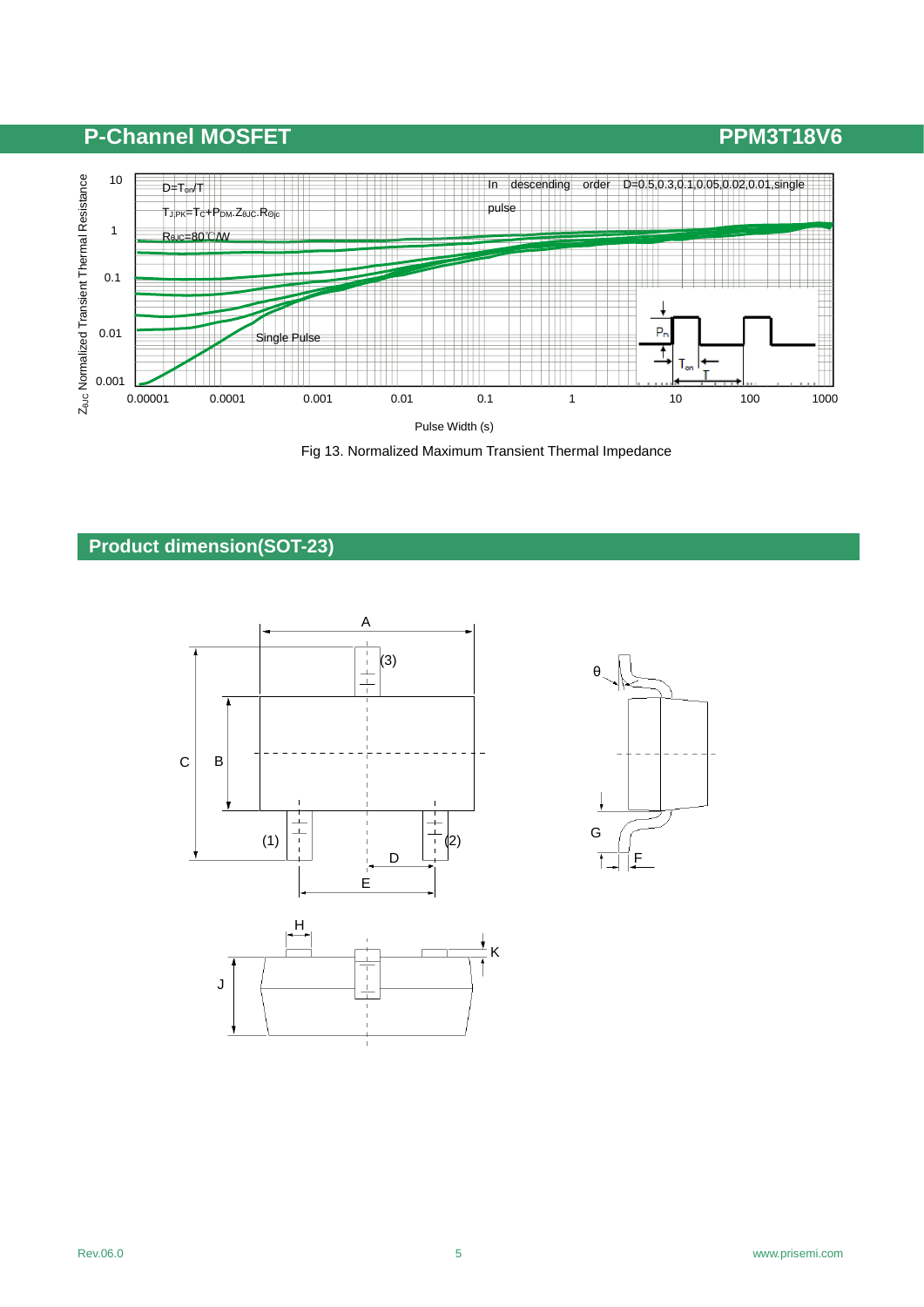## P-Channel MOSFET

Fig 13. Normalized Maximum Transient Thermal Impedance

## Product dimension(SOT-23)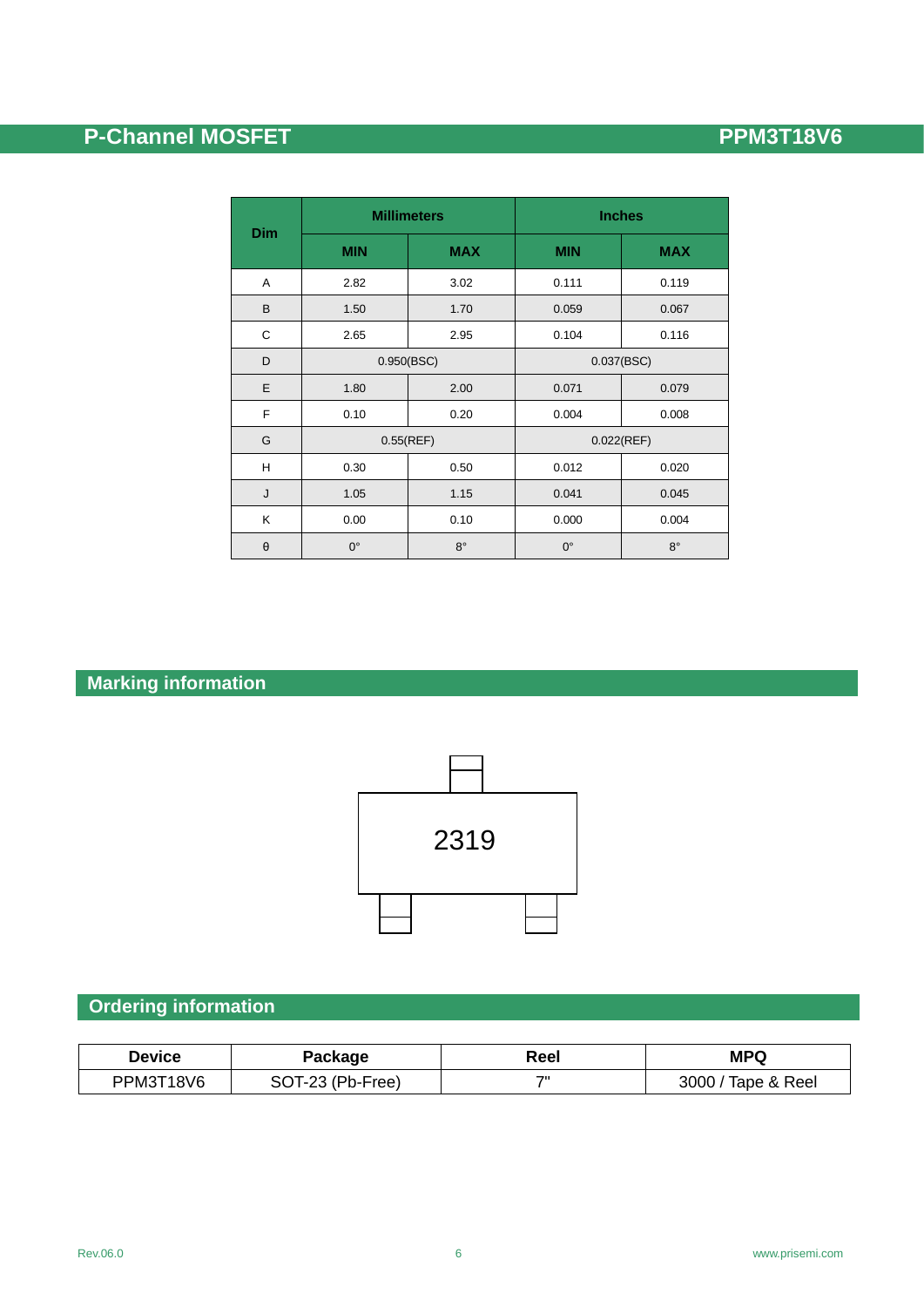| Dim | Millimeters | | Inches | |
|---|---|---|---|---|
| | MIN | MAX | MIN | MAX |
| A | 2.82 | 3.02 | 0.111 | 0.119 |
| B | 1.50 | 1.70 | 0.059 | 0.067 |
| C | 2.65 | 2.95 | 0.104 | 0.116 |
| D | 0.950(BSC) | | 0.037(BSC) | |
| E | 1.80 | 2.00 | 0.071 | 0.079 |
| F | 0.10 | 0.20 | 0.004 | 0.008 |
| G | 0.55(REF) | | 0.022(REF) | |
| H | 0.30 | 0.50 | 0.012 | 0.020 |
| J | 1.05 | 1.15 | 0.041 | 0.045 |
| K | 0.00 | 0.10 | 0.000 | 0.004 |
| θ | 0° | 8° | 0° | 8° |

## Marking information

2319

## Ordering information

| Device | Package | Reel | MPQ |
|---|---|---|---|
| PPM3T18V6 | SOT-23 (Pb-Free) | 7" | 3000 / Tape & Reel |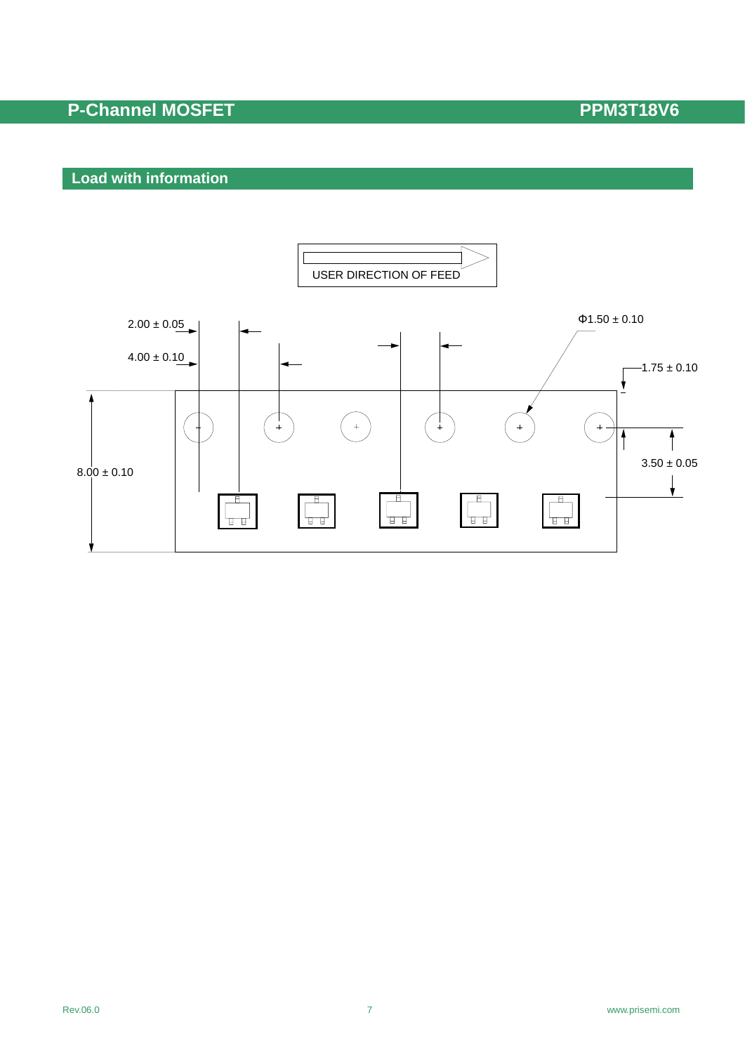## Load with information

USER DIRECTION OF FEED

2.00 ± 0.05

4.00 ± 0.10

Φ1.50 ± 0.10

1.75 ± 0.10

8.00 ± 0.10

3.50 ± 0.05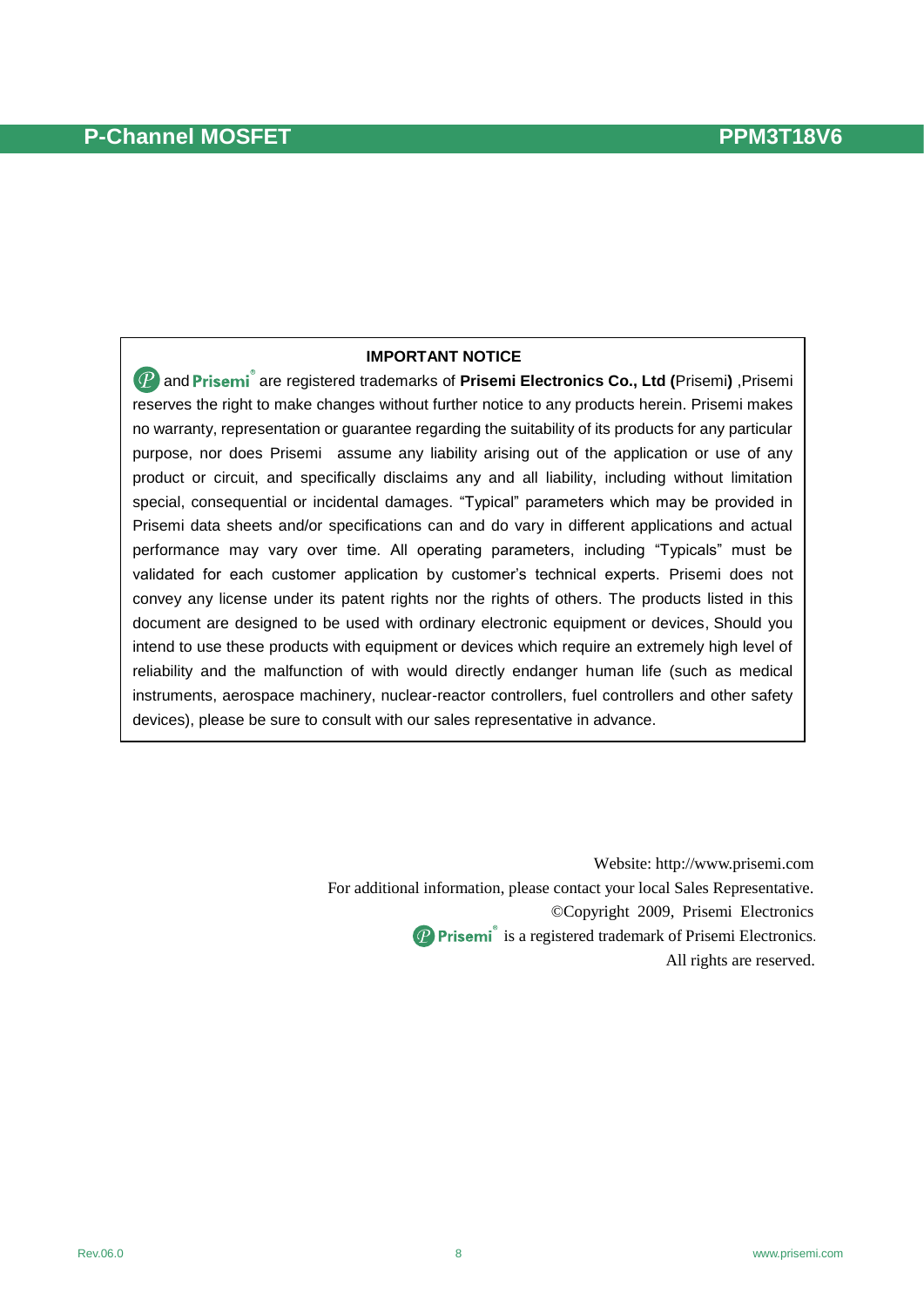## IMPORTANT NOTICE

and **Prisemi**® are registered trademarks of **Prisemi Electronics Co., Ltd (**Prisemi**)** ,Prisemi reserves the right to make changes without further notice to any products herein. Prisemi makes no warranty, representation or guarantee regarding the suitability of its products for any particular purpose, nor does Prisemi assume any liability arising out of the application or use of any product or circuit, and specifically disclaims any and all liability, including without limitation special, consequential or incidental damages. "Typical" parameters which may be provided in Prisemi data sheets and/or specifications can and do vary in different applications and actual performance may vary over time. All operating parameters, including "Typicals" must be validated for each customer application by customer's technical experts. Prisemi does not convey any license under its patent rights nor the rights of others. The products listed in this document are designed to be used with ordinary electronic equipment or devices, Should you intend to use these products with equipment or devices which require an extremely high level of reliability and the malfunction of with would directly endanger human life (such as medical instruments, aerospace machinery, nuclear-reactor controllers, fuel controllers and other safety devices), please be sure to consult with our sales representative in advance.

Website: http://www.prisemi.com

For additional information, please contact your local Sales Representative.

©Copyright 2009, Prisemi Electronics

**Prisemi**® is a registered trademark of Prisemi Electronics.

All rights are reserved.